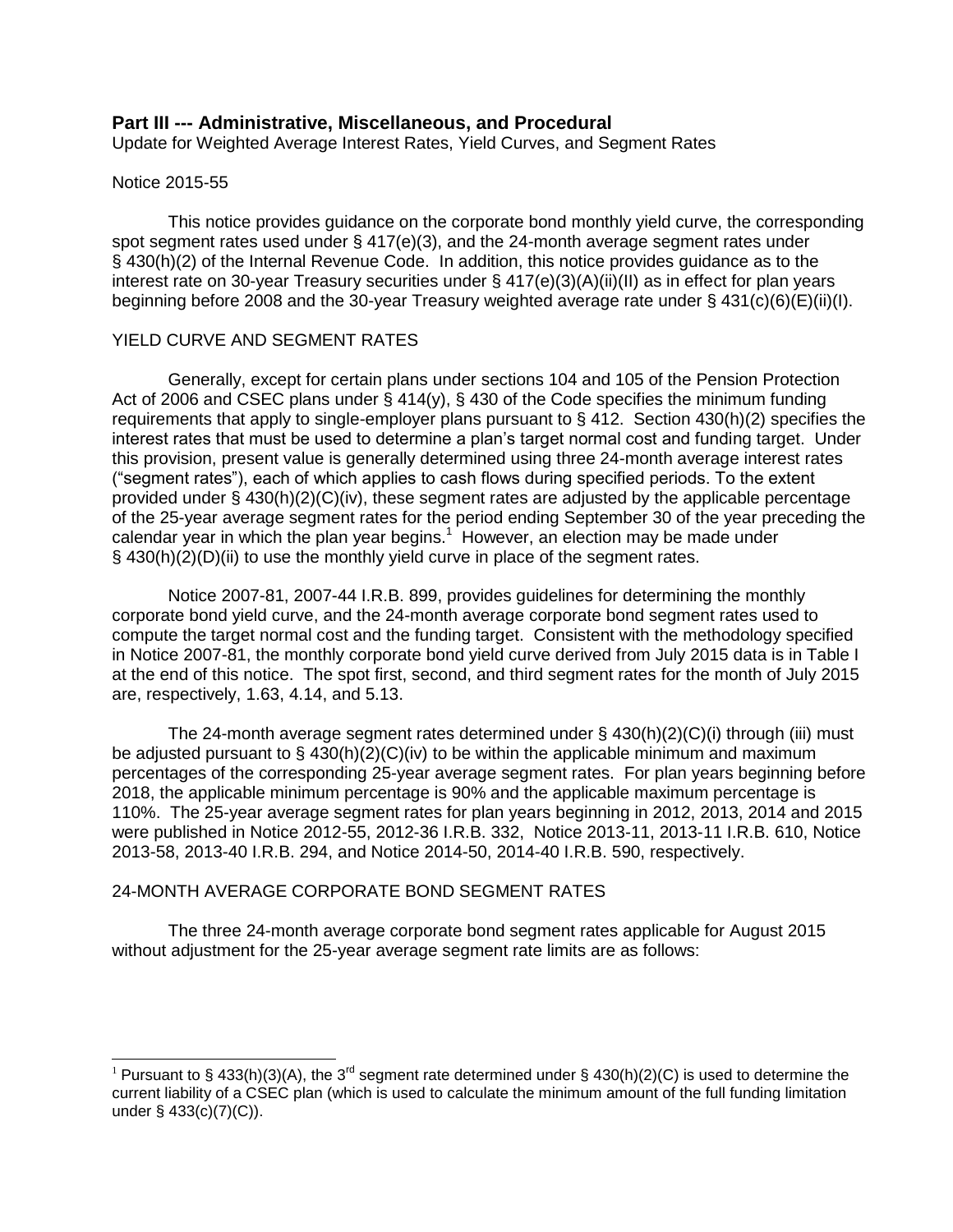## Part III --- Administrative, Miscellaneous, and Procedural

Update for Weighted Average Interest Rates, Yield Curves, and Segment Rates

Notice 2015-55

This notice provides guidance on the corporate bond monthly yield curve, the corresponding spot segment rates used under § 417(e)(3), and the 24-month average segment rates under § 430(h)(2) of the Internal Revenue Code. In addition, this notice provides guidance as to the interest rate on 30-year Treasury securities under § 417(e)(3)(A)(ii)(II) as in effect for plan years beginning before 2008 and the 30-year Treasury weighted average rate under § 431(c)(6)(E)(ii)(I).

### YIELD CURVE AND SEGMENT RATES

Generally, except for certain plans under sections 104 and 105 of the Pension Protection Act of 2006 and CSEC plans under § 414(y), § 430 of the Code specifies the minimum funding requirements that apply to single-employer plans pursuant to § 412. Section 430(h)(2) specifies the interest rates that must be used to determine a plan's target normal cost and funding target. Under this provision, present value is generally determined using three 24-month average interest rates ("segment rates"), each of which applies to cash flows during specified periods. To the extent provided under § 430(h)(2)(C)(iv), these segment rates are adjusted by the applicable percentage of the 25-year average segment rates for the period ending September 30 of the year preceding the calendar year in which the plan year begins.[1] However, an election may be made under § 430(h)(2)(D)(ii) to use the monthly yield curve in place of the segment rates.

Notice 2007-81, 2007-44 I.R.B. 899, provides guidelines for determining the monthly corporate bond yield curve, and the 24-month average corporate bond segment rates used to compute the target normal cost and the funding target. Consistent with the methodology specified in Notice 2007-81, the monthly corporate bond yield curve derived from July 2015 data is in Table I at the end of this notice. The spot first, second, and third segment rates for the month of July 2015 are, respectively, 1.63, 4.14, and 5.13.

The 24-month average segment rates determined under § 430(h)(2)(C)(i) through (iii) must be adjusted pursuant to § 430(h)(2)(C)(iv) to be within the applicable minimum and maximum percentages of the corresponding 25-year average segment rates. For plan years beginning before 2018, the applicable minimum percentage is 90% and the applicable maximum percentage is 110%. The 25-year average segment rates for plan years beginning in 2012, 2013, 2014 and 2015 were published in Notice 2012-55, 2012-36 I.R.B. 332, Notice 2013-11, 2013-11 I.R.B. 610, Notice 2013-58, 2013-40 I.R.B. 294, and Notice 2014-50, 2014-40 I.R.B. 590, respectively.

### 24-MONTH AVERAGE CORPORATE BOND SEGMENT RATES

The three 24-month average corporate bond segment rates applicable for August 2015 without adjustment for the 25-year average segment rate limits are as follows:

---

[1] Pursuant to § 433(h)(3)(A), the 3rd segment rate determined under § 430(h)(2)(C) is used to determine the current liability of a CSEC plan (which is used to calculate the minimum amount of the full funding limitation under § 433(c)(7)(C)).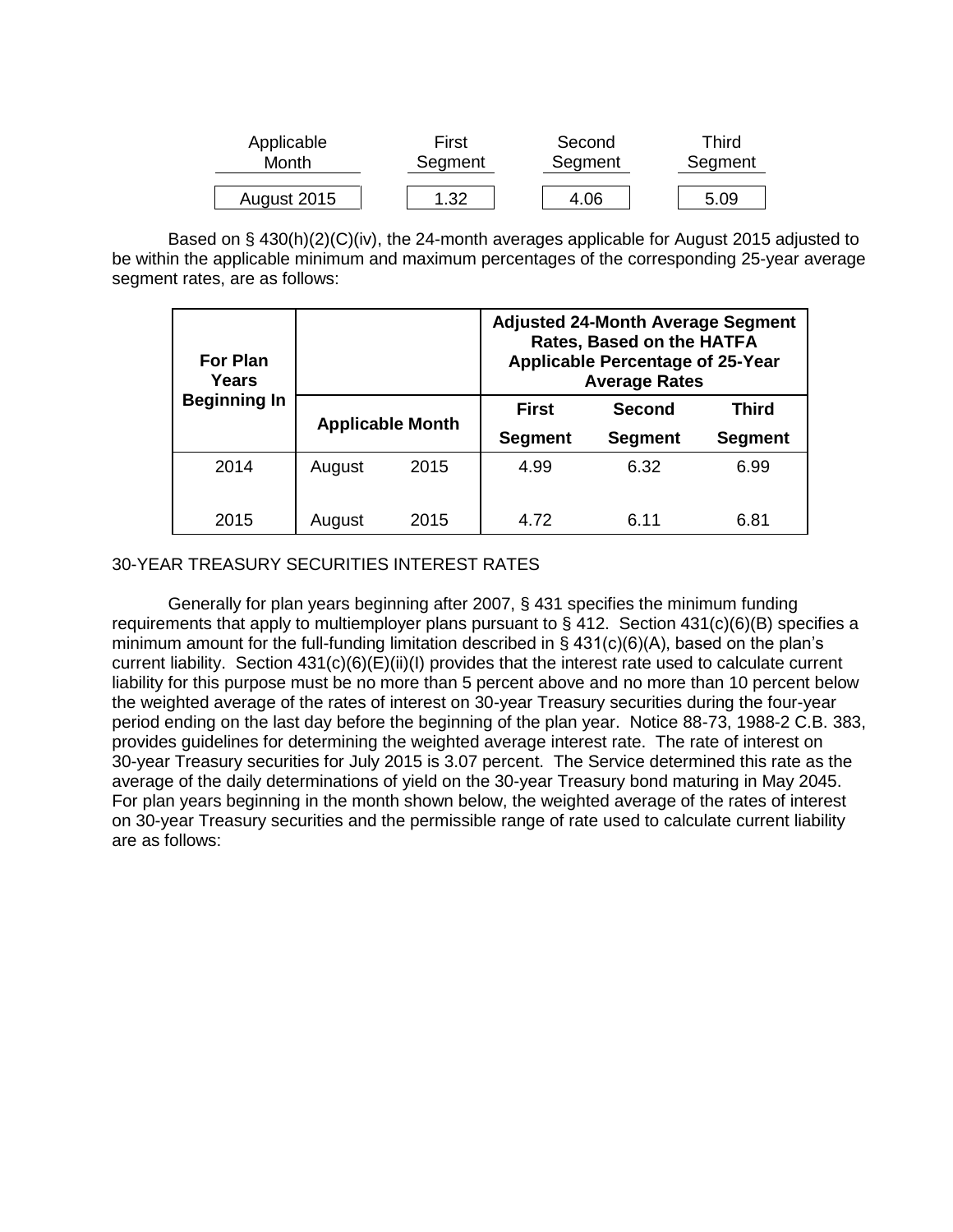| Applicable Month | First Segment | Second Segment | Third Segment |
|---|---|---|---|
| August 2015 | 1.32 | 4.06 | 5.09 |

Based on § 430(h)(2)(C)(iv), the 24-month averages applicable for August 2015 adjusted to be within the applicable minimum and maximum percentages of the corresponding 25-year average segment rates, are as follows:

| For Plan Years Beginning In | Applicable Month | | Adjusted 24-Month Average Segment Rates, Based on the HATFA Applicable Percentage of 25-Year Average Rates | | |
|---|---|---|---|---|---|
| | | | First Segment | Second Segment | Third Segment |
| 2014 | August | 2015 | 4.99 | 6.32 | 6.99 |
| 2015 | August | 2015 | 4.72 | 6.11 | 6.81 |

30-YEAR TREASURY SECURITIES INTEREST RATES

Generally for plan years beginning after 2007, § 431 specifies the minimum funding requirements that apply to multiemployer plans pursuant to § 412. Section 431(c)(6)(B) specifies a minimum amount for the full-funding limitation described in § 431(c)(6)(A), based on the plan's current liability. Section 431(c)(6)(E)(ii)(I) provides that the interest rate used to calculate current liability for this purpose must be no more than 5 percent above and no more than 10 percent below the weighted average of the rates of interest on 30-year Treasury securities during the four-year period ending on the last day before the beginning of the plan year. Notice 88-73, 1988-2 C.B. 383, provides guidelines for determining the weighted average interest rate. The rate of interest on 30-year Treasury securities for July 2015 is 3.07 percent. The Service determined this rate as the average of the daily determinations of yield on the 30-year Treasury bond maturing in May 2045. For plan years beginning in the month shown below, the weighted average of the rates of interest on 30-year Treasury securities and the permissible range of rate used to calculate current liability are as follows: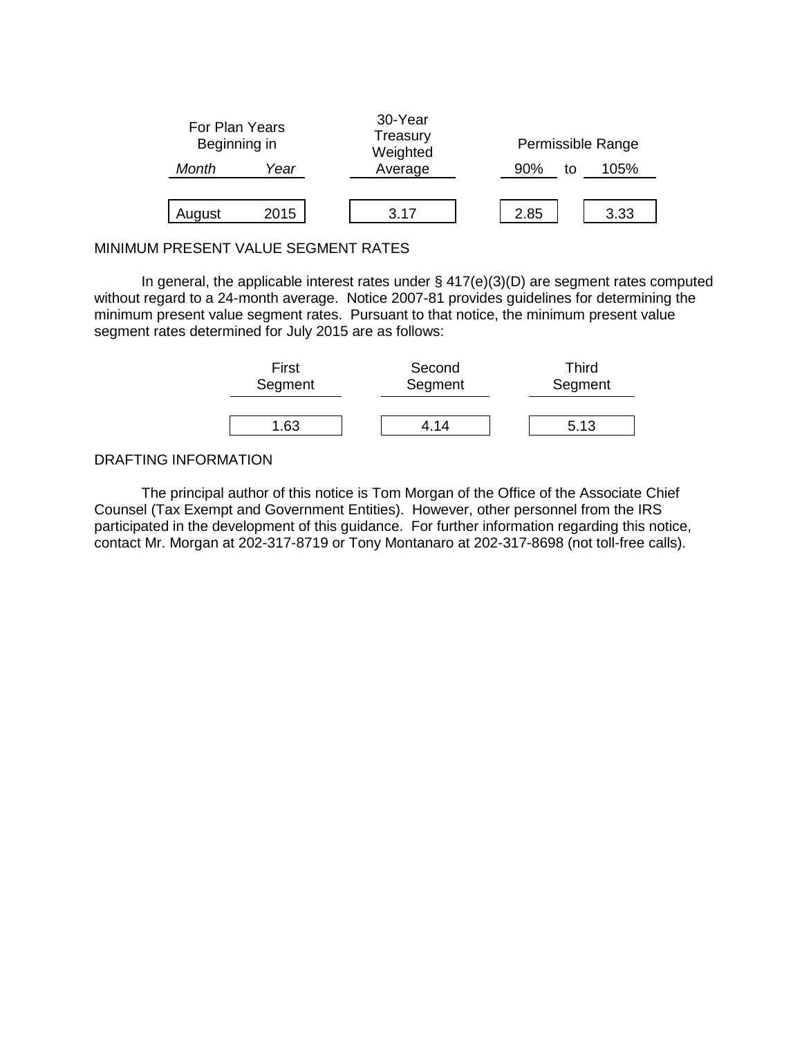| For Plan Years Beginning in | | 30-Year Treasury Weighted | Permissible Range | |
|---|---|---|---|---|
| *Month* | *Year* | Average | 90% to | 105% |
| August | 2015 | 3.17 | 2.85 | 3.33 |

MINIMUM PRESENT VALUE SEGMENT RATES

In general, the applicable interest rates under § 417(e)(3)(D) are segment rates computed without regard to a 24-month average. Notice 2007-81 provides guidelines for determining the minimum present value segment rates. Pursuant to that notice, the minimum present value segment rates determined for July 2015 are as follows:

| First Segment | Second Segment | Third Segment |
|---|---|---|
| 1.63 | 4.14 | 5.13 |

DRAFTING INFORMATION

The principal author of this notice is Tom Morgan of the Office of the Associate Chief Counsel (Tax Exempt and Government Entities). However, other personnel from the IRS participated in the development of this guidance. For further information regarding this notice, contact Mr. Morgan at 202-317-8719 or Tony Montanaro at 202-317-8698 (not toll-free calls).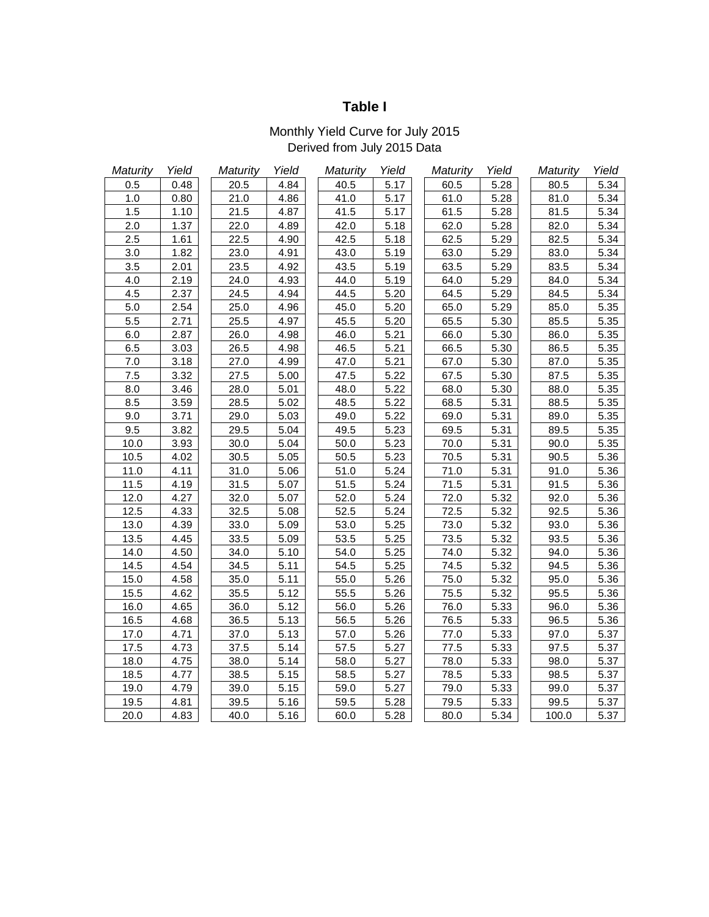## Table I

Monthly Yield Curve for July 2015
Derived from July 2015 Data

| *Maturity* | *Yield* | *Maturity* | *Yield* | *Maturity* | *Yield* | *Maturity* | *Yield* | *Maturity* | *Yield* |
|---|---|---|---|---|---|---|---|---|---|
| 0.5 | 0.48 | 20.5 | 4.84 | 40.5 | 5.17 | 60.5 | 5.28 | 80.5 | 5.34 |
| 1.0 | 0.80 | 21.0 | 4.86 | 41.0 | 5.17 | 61.0 | 5.28 | 81.0 | 5.34 |
| 1.5 | 1.10 | 21.5 | 4.87 | 41.5 | 5.17 | 61.5 | 5.28 | 81.5 | 5.34 |
| 2.0 | 1.37 | 22.0 | 4.89 | 42.0 | 5.18 | 62.0 | 5.28 | 82.0 | 5.34 |
| 2.5 | 1.61 | 22.5 | 4.90 | 42.5 | 5.18 | 62.5 | 5.29 | 82.5 | 5.34 |
| 3.0 | 1.82 | 23.0 | 4.91 | 43.0 | 5.19 | 63.0 | 5.29 | 83.0 | 5.34 |
| 3.5 | 2.01 | 23.5 | 4.92 | 43.5 | 5.19 | 63.5 | 5.29 | 83.5 | 5.34 |
| 4.0 | 2.19 | 24.0 | 4.93 | 44.0 | 5.19 | 64.0 | 5.29 | 84.0 | 5.34 |
| 4.5 | 2.37 | 24.5 | 4.94 | 44.5 | 5.20 | 64.5 | 5.29 | 84.5 | 5.34 |
| 5.0 | 2.54 | 25.0 | 4.96 | 45.0 | 5.20 | 65.0 | 5.29 | 85.0 | 5.35 |
| 5.5 | 2.71 | 25.5 | 4.97 | 45.5 | 5.20 | 65.5 | 5.30 | 85.5 | 5.35 |
| 6.0 | 2.87 | 26.0 | 4.98 | 46.0 | 5.21 | 66.0 | 5.30 | 86.0 | 5.35 |
| 6.5 | 3.03 | 26.5 | 4.98 | 46.5 | 5.21 | 66.5 | 5.30 | 86.5 | 5.35 |
| 7.0 | 3.18 | 27.0 | 4.99 | 47.0 | 5.21 | 67.0 | 5.30 | 87.0 | 5.35 |
| 7.5 | 3.32 | 27.5 | 5.00 | 47.5 | 5.22 | 67.5 | 5.30 | 87.5 | 5.35 |
| 8.0 | 3.46 | 28.0 | 5.01 | 48.0 | 5.22 | 68.0 | 5.30 | 88.0 | 5.35 |
| 8.5 | 3.59 | 28.5 | 5.02 | 48.5 | 5.22 | 68.5 | 5.31 | 88.5 | 5.35 |
| 9.0 | 3.71 | 29.0 | 5.03 | 49.0 | 5.22 | 69.0 | 5.31 | 89.0 | 5.35 |
| 9.5 | 3.82 | 29.5 | 5.04 | 49.5 | 5.23 | 69.5 | 5.31 | 89.5 | 5.35 |
| 10.0 | 3.93 | 30.0 | 5.04 | 50.0 | 5.23 | 70.0 | 5.31 | 90.0 | 5.35 |
| 10.5 | 4.02 | 30.5 | 5.05 | 50.5 | 5.23 | 70.5 | 5.31 | 90.5 | 5.36 |
| 11.0 | 4.11 | 31.0 | 5.06 | 51.0 | 5.24 | 71.0 | 5.31 | 91.0 | 5.36 |
| 11.5 | 4.19 | 31.5 | 5.07 | 51.5 | 5.24 | 71.5 | 5.31 | 91.5 | 5.36 |
| 12.0 | 4.27 | 32.0 | 5.07 | 52.0 | 5.24 | 72.0 | 5.32 | 92.0 | 5.36 |
| 12.5 | 4.33 | 32.5 | 5.08 | 52.5 | 5.24 | 72.5 | 5.32 | 92.5 | 5.36 |
| 13.0 | 4.39 | 33.0 | 5.09 | 53.0 | 5.25 | 73.0 | 5.32 | 93.0 | 5.36 |
| 13.5 | 4.45 | 33.5 | 5.09 | 53.5 | 5.25 | 73.5 | 5.32 | 93.5 | 5.36 |
| 14.0 | 4.50 | 34.0 | 5.10 | 54.0 | 5.25 | 74.0 | 5.32 | 94.0 | 5.36 |
| 14.5 | 4.54 | 34.5 | 5.11 | 54.5 | 5.25 | 74.5 | 5.32 | 94.5 | 5.36 |
| 15.0 | 4.58 | 35.0 | 5.11 | 55.0 | 5.26 | 75.0 | 5.32 | 95.0 | 5.36 |
| 15.5 | 4.62 | 35.5 | 5.12 | 55.5 | 5.26 | 75.5 | 5.32 | 95.5 | 5.36 |
| 16.0 | 4.65 | 36.0 | 5.12 | 56.0 | 5.26 | 76.0 | 5.33 | 96.0 | 5.36 |
| 16.5 | 4.68 | 36.5 | 5.13 | 56.5 | 5.26 | 76.5 | 5.33 | 96.5 | 5.36 |
| 17.0 | 4.71 | 37.0 | 5.13 | 57.0 | 5.26 | 77.0 | 5.33 | 97.0 | 5.37 |
| 17.5 | 4.73 | 37.5 | 5.14 | 57.5 | 5.27 | 77.5 | 5.33 | 97.5 | 5.37 |
| 18.0 | 4.75 | 38.0 | 5.14 | 58.0 | 5.27 | 78.0 | 5.33 | 98.0 | 5.37 |
| 18.5 | 4.77 | 38.5 | 5.15 | 58.5 | 5.27 | 78.5 | 5.33 | 98.5 | 5.37 |
| 19.0 | 4.79 | 39.0 | 5.15 | 59.0 | 5.27 | 79.0 | 5.33 | 99.0 | 5.37 |
| 19.5 | 4.81 | 39.5 | 5.16 | 59.5 | 5.28 | 79.5 | 5.33 | 99.5 | 5.37 |
| 20.0 | 4.83 | 40.0 | 5.16 | 60.0 | 5.28 | 80.0 | 5.34 | 100.0 | 5.37 |